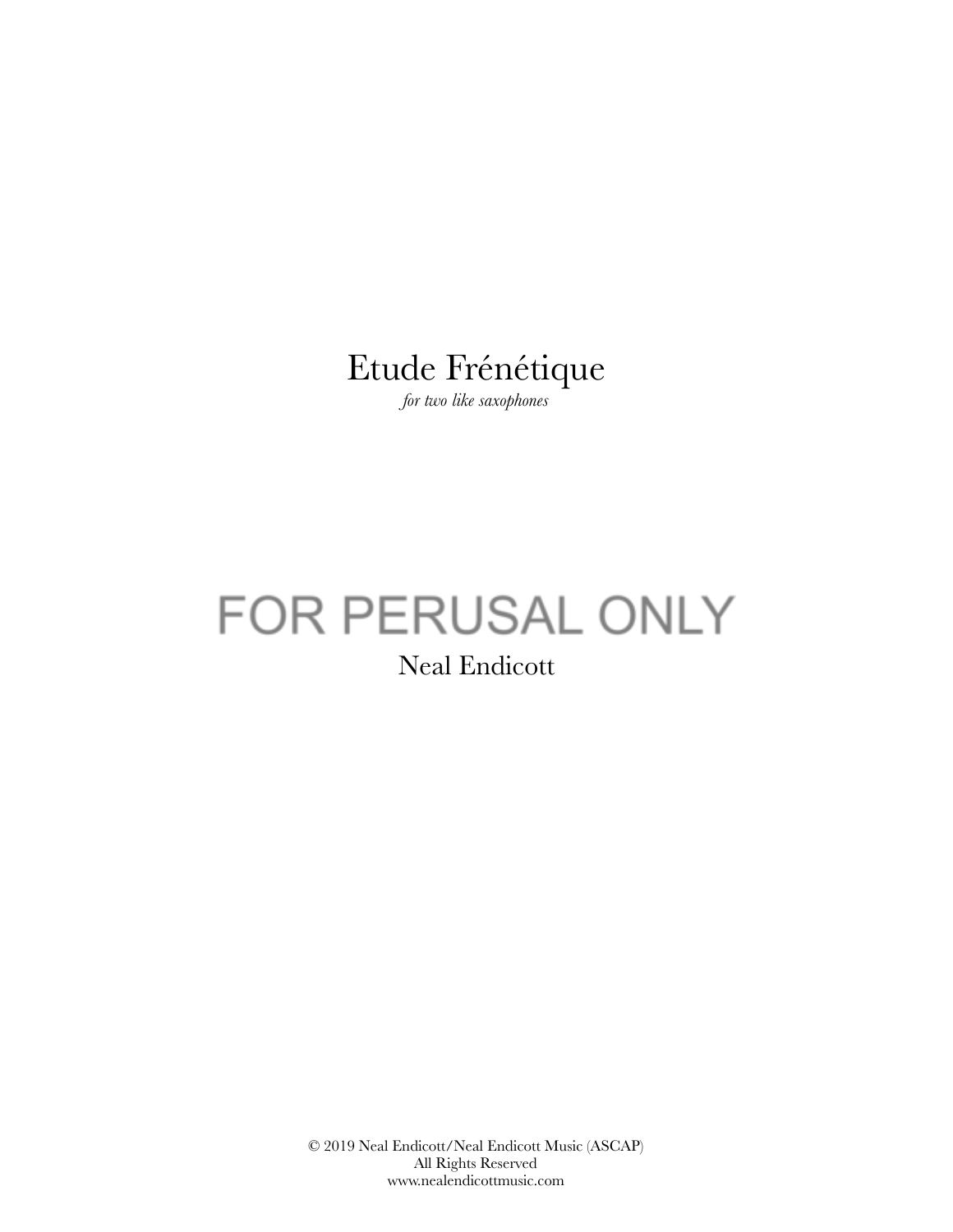# Etude Frénétique

*for two like saxophones*

FOR PERUSAL ONLY

Neal Endicott

© 2019 Neal Endicott/Neal Endicott Music (ASCAP)
All Rights Reserved
www.nealendicottmusic.com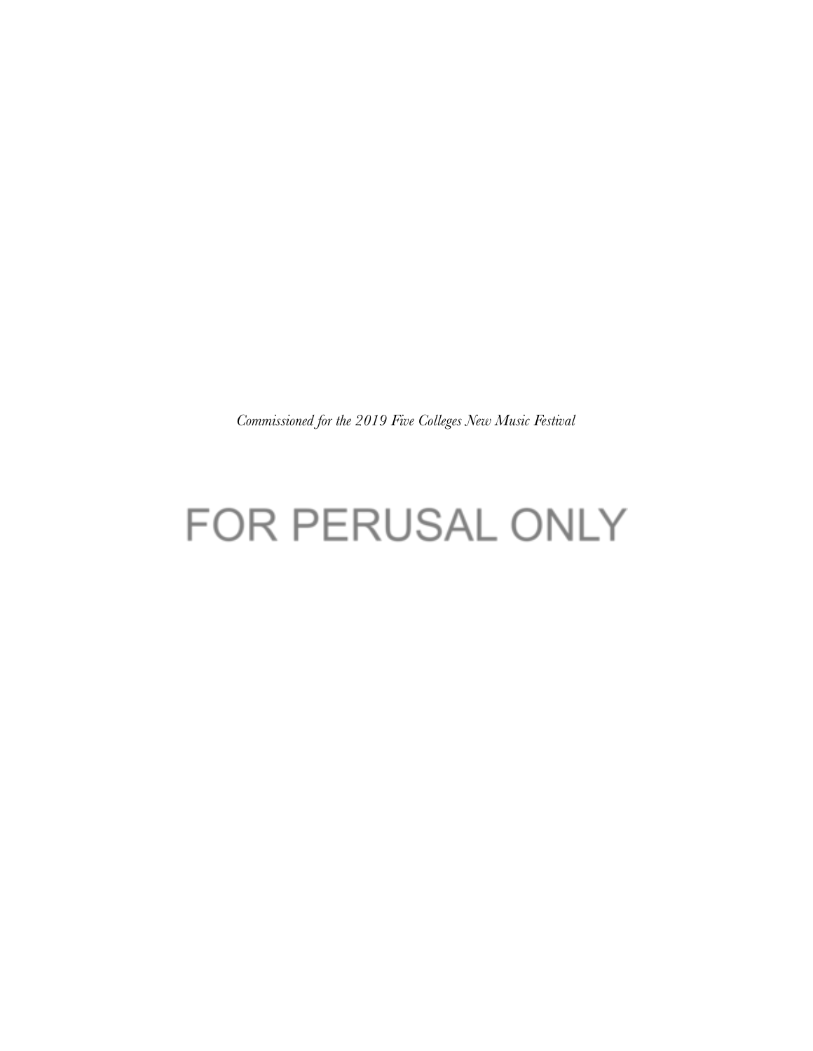*Commissioned for the 2019 Five Colleges New Music Festival*

FOR PERUSAL ONLY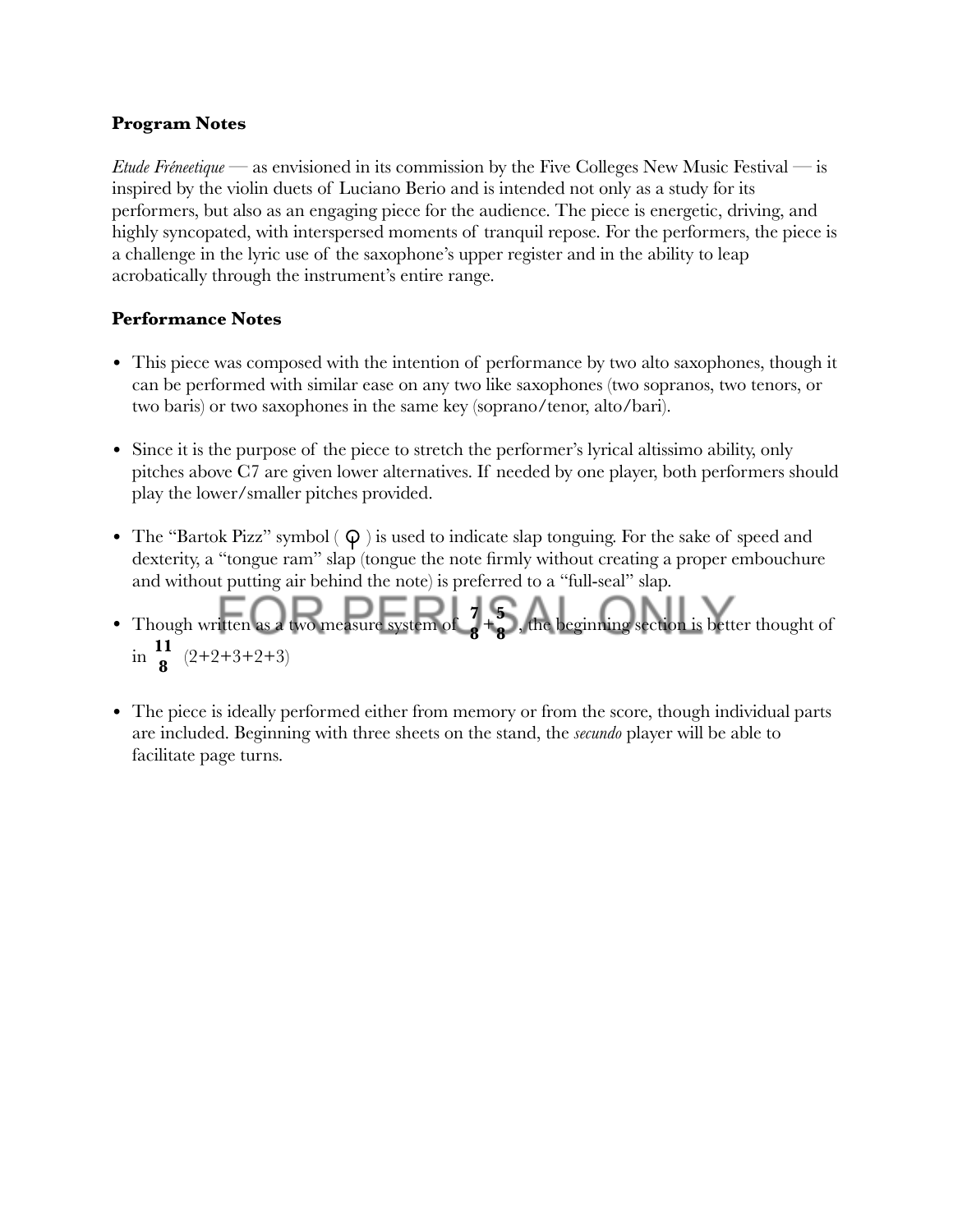**Program Notes**

*Etude Fréneetique* — as envisioned in its commission by the Five Colleges New Music Festival — is inspired by the violin duets of Luciano Berio and is intended not only as a study for its performers, but also as an engaging piece for the audience. The piece is energetic, driving, and highly syncopated, with interspersed moments of tranquil repose. For the performers, the piece is a challenge in the lyric use of the saxophone's upper register and in the ability to leap acrobatically through the instrument's entire range.

**Performance Notes**

- This piece was composed with the intention of performance by two alto saxophones, though it can be performed with similar ease on any two like saxophones (two sopranos, two tenors, or two baris) or two saxophones in the same key (soprano/tenor, alto/bari).

- Since it is the purpose of the piece to stretch the performer's lyrical altissimo ability, only pitches above C7 are given lower alternatives. If needed by one player, both performers should play the lower/smaller pitches provided.

- The "Bartok Pizz" symbol ( ⏀ ) is used to indicate slap tonguing. For the sake of speed and dexterity, a "tongue ram" slap (tongue the note firmly without creating a proper embouchure and without putting air behind the note) is preferred to a "full-seal" slap.

- Though written as a two measure system of $\frac{7}{8}+\frac{5}{8}$, the beginning section is better thought of in $\frac{11}{8}$ (2+2+3+2+3)

- The piece is ideally performed either from memory or from the score, though individual parts are included. Beginning with three sheets on the stand, the *secundo* player will be able to facilitate page turns.

FOR PERUSAL ONLY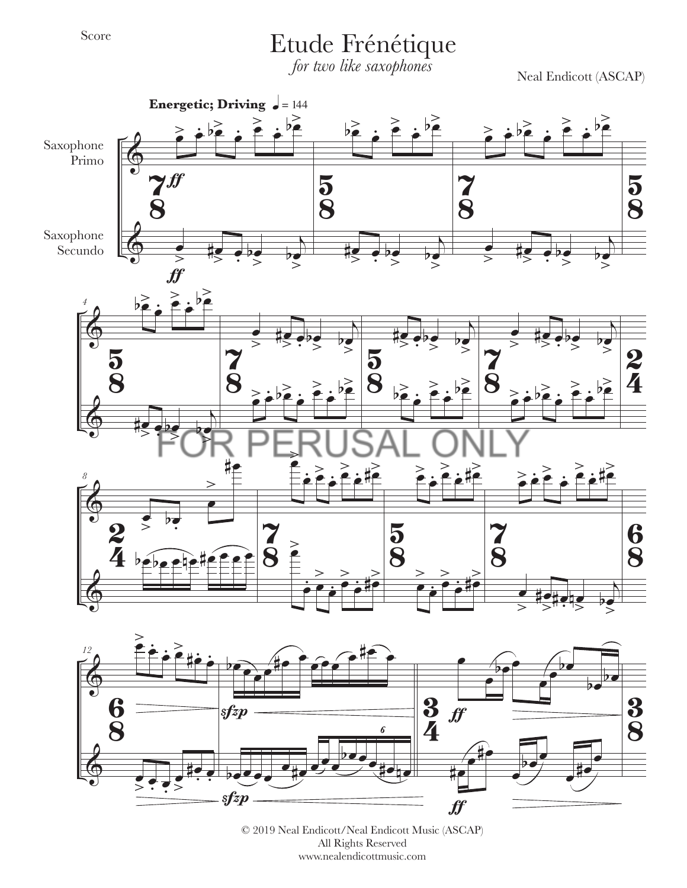Score

# Etude Frénétique

*for two like saxophones*

Neal Endicott (ASCAP)

**Energetic; Driving** ♩= 144

Saxophone Primo

Saxophone Secundo

FOR PERUSAL ONLY

© 2019 Neal Endicott/Neal Endicott Music (ASCAP)
All Rights Reserved
www.nealendicottmusic.com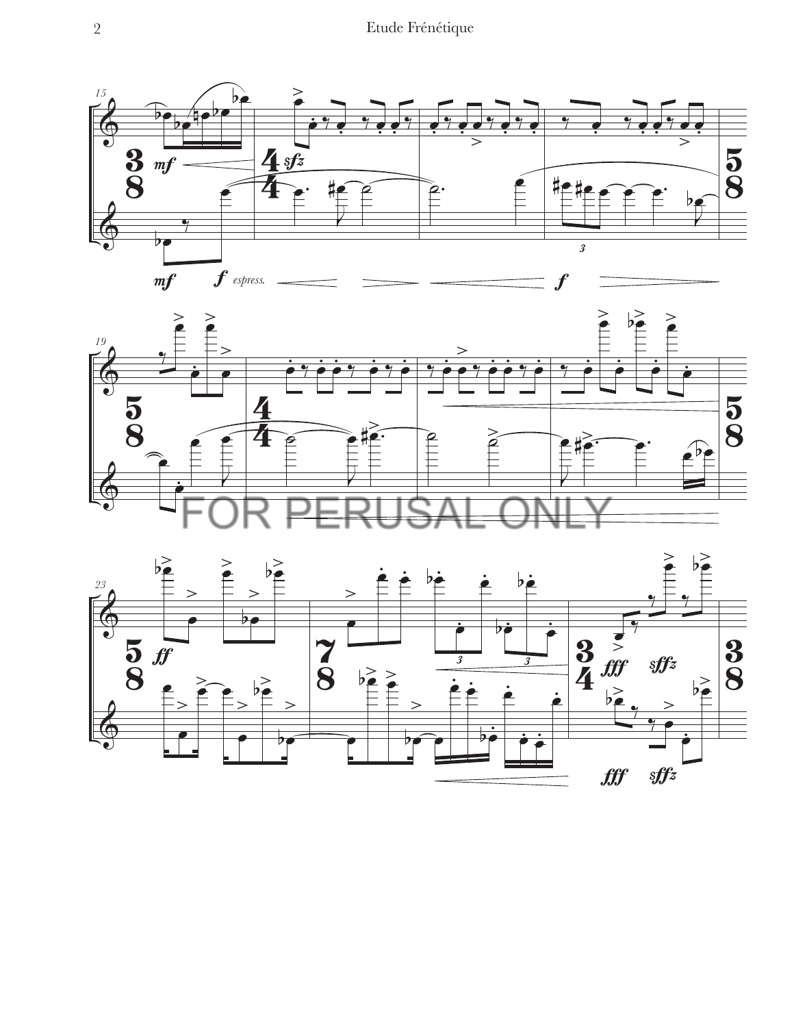FOR PERUSAL ONLY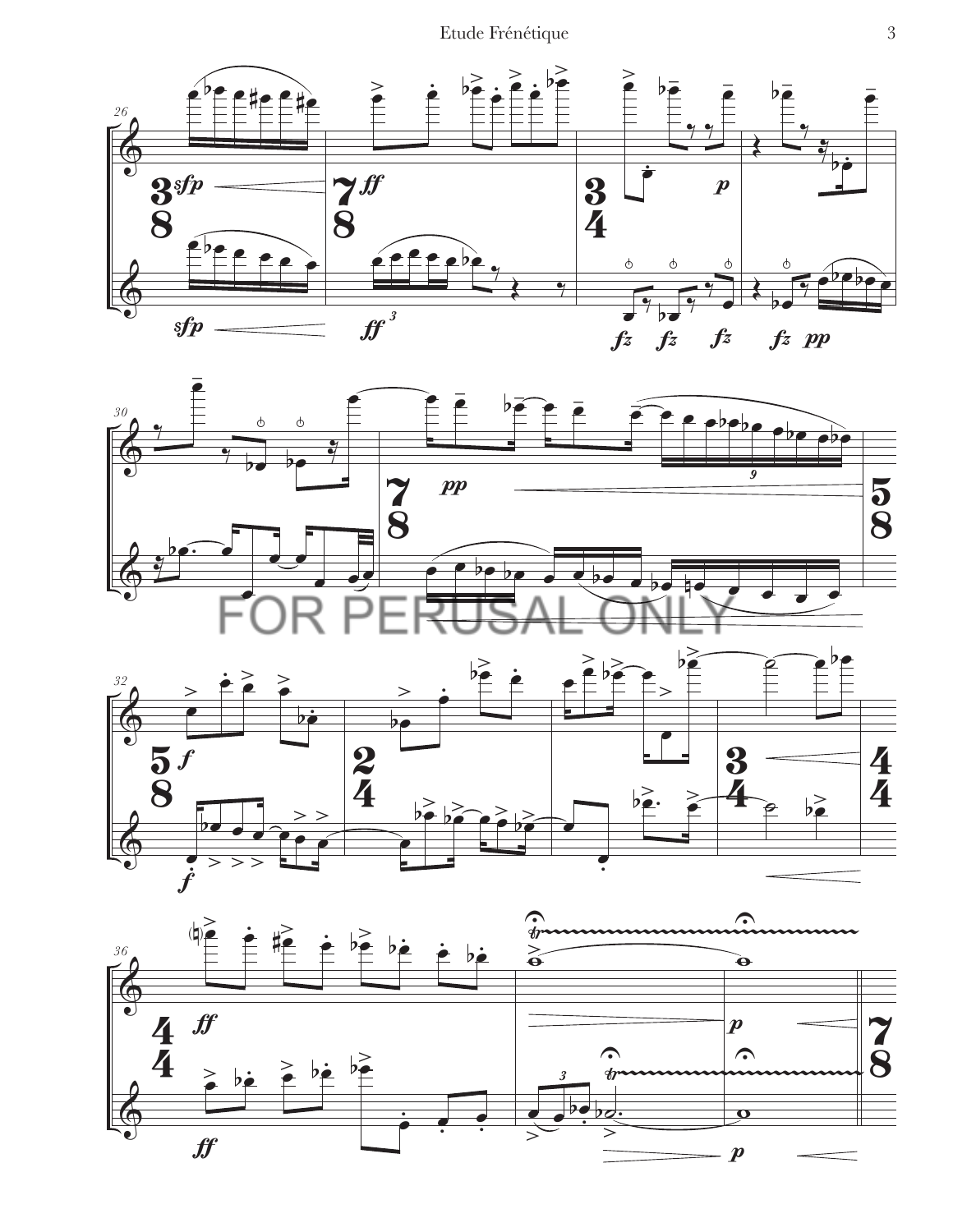FOR PERUSAL ONLY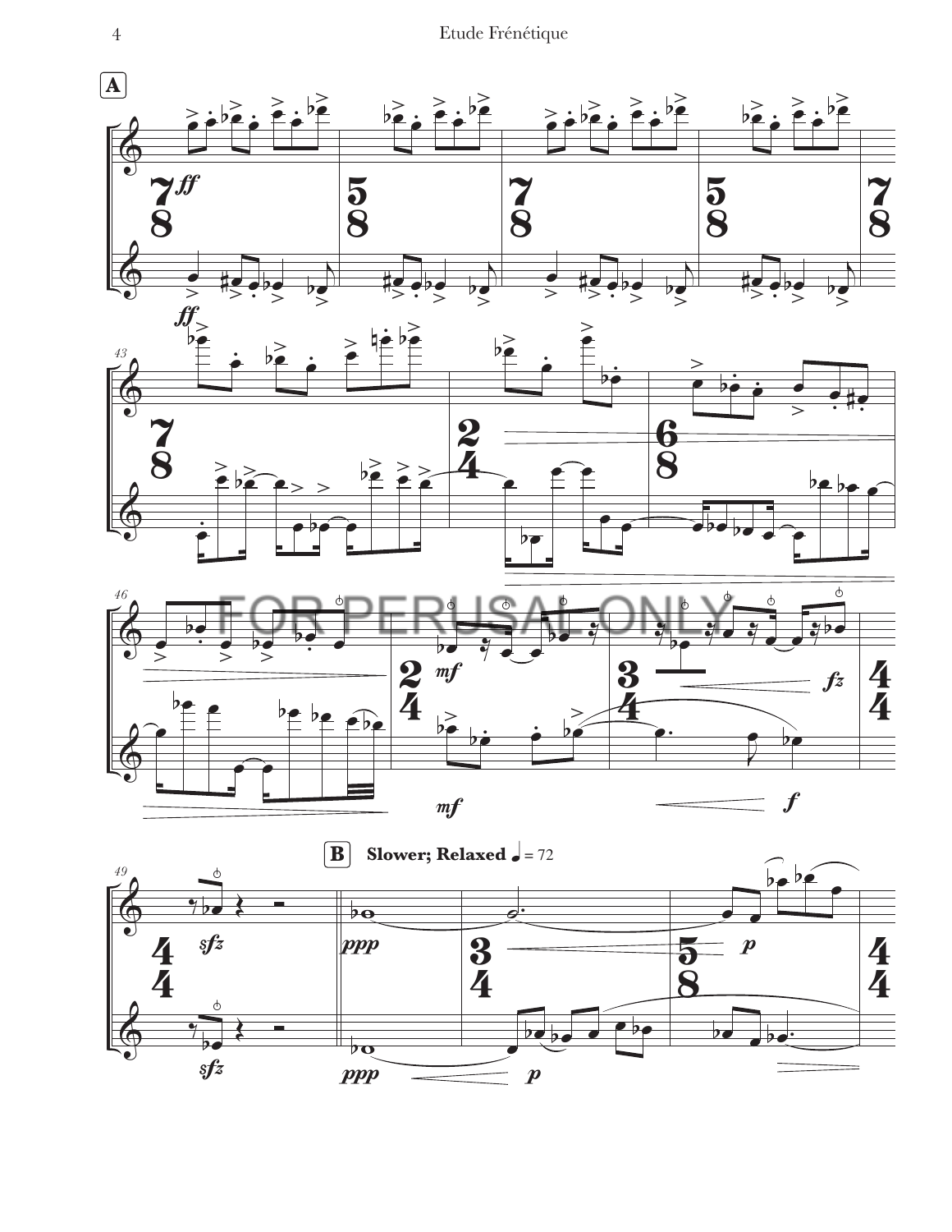**A**

43

46

FOR PERUSAL ONLY

49

**B** **Slower; Relaxed** ♩ = 72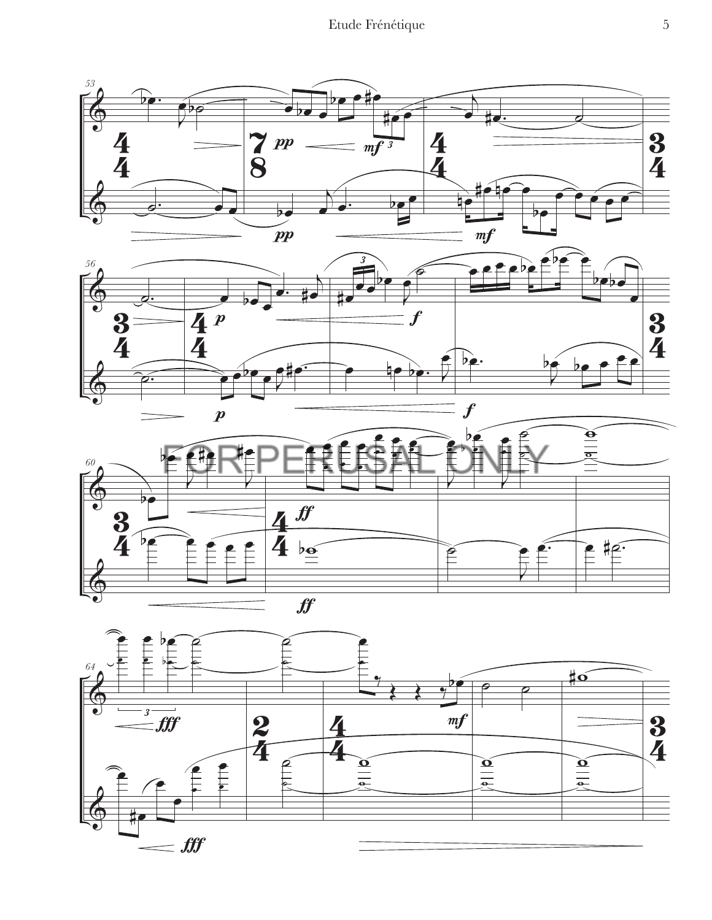FOR PERUSAL ONLY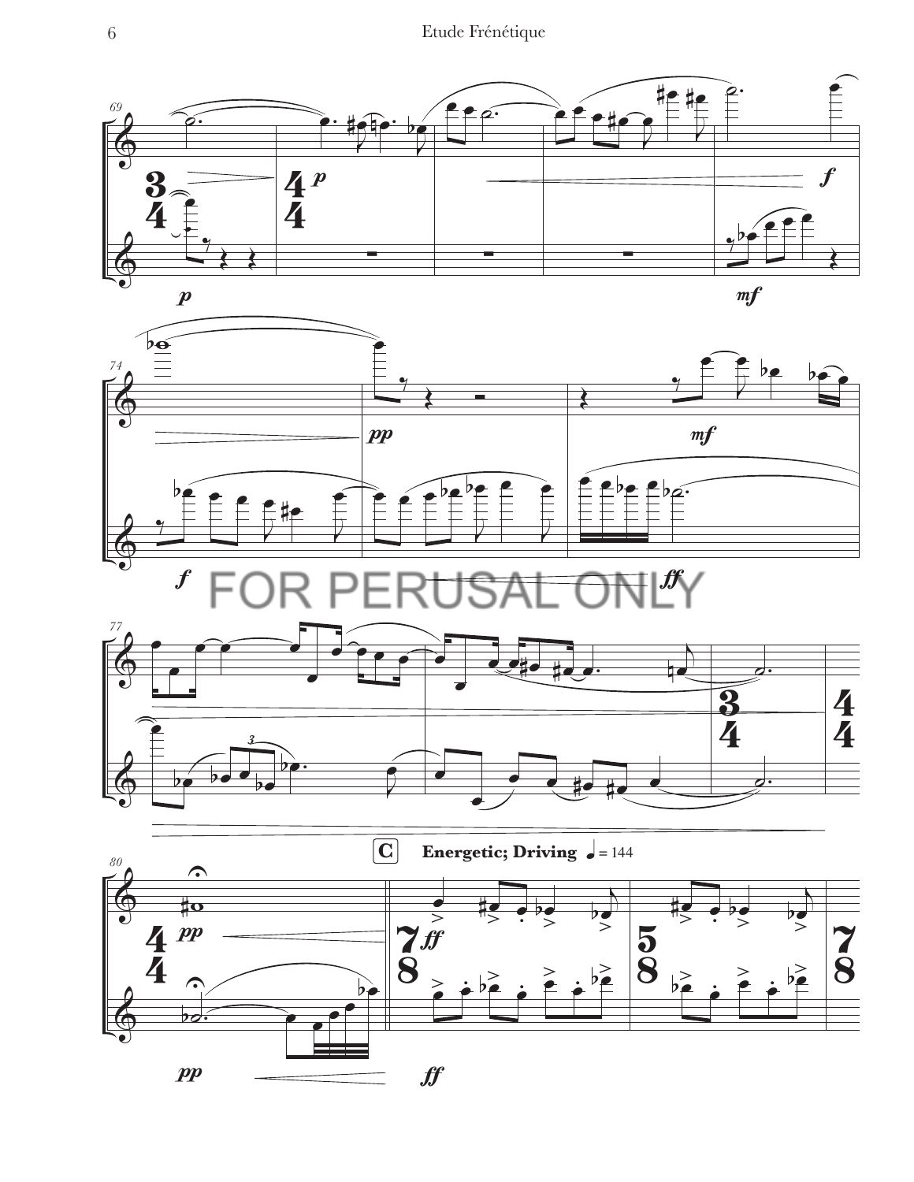FOR PERUSAL ONLY

**C** **Energetic; Driving** ♩ = 144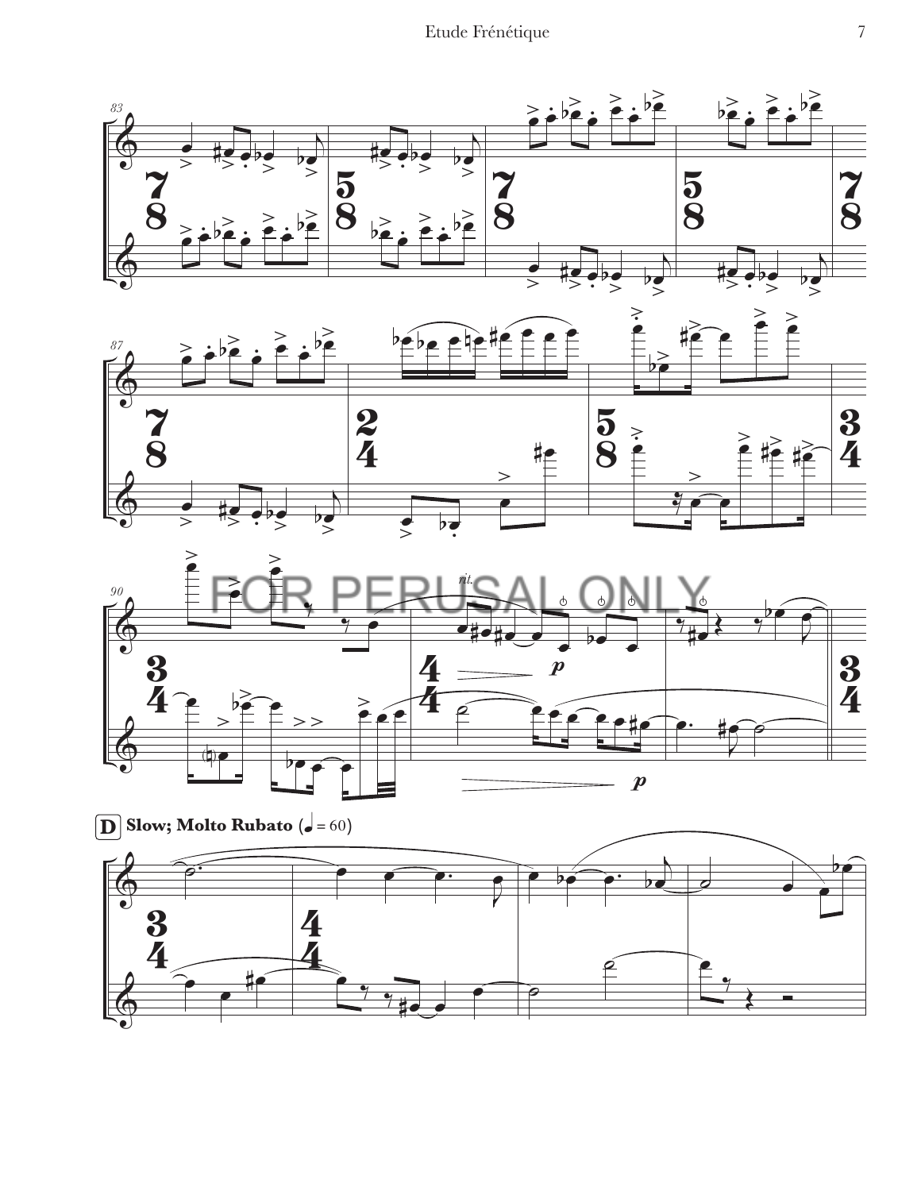FOR PERUSAL ONLY

**D** **Slow; Molto Rubato** (♩ = 60)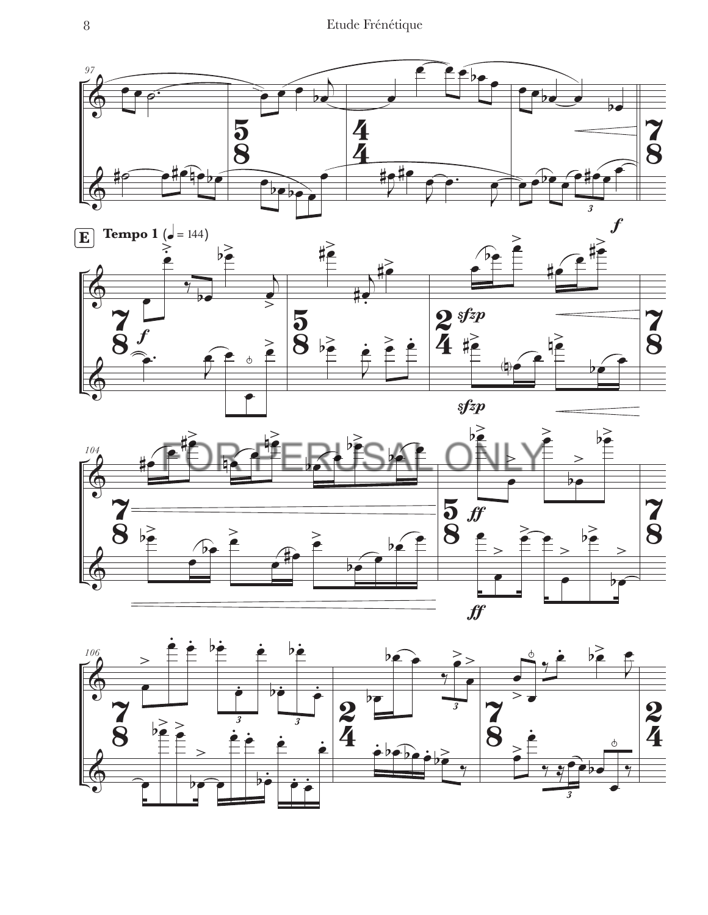**E** **Tempo 1** (♩ = 144)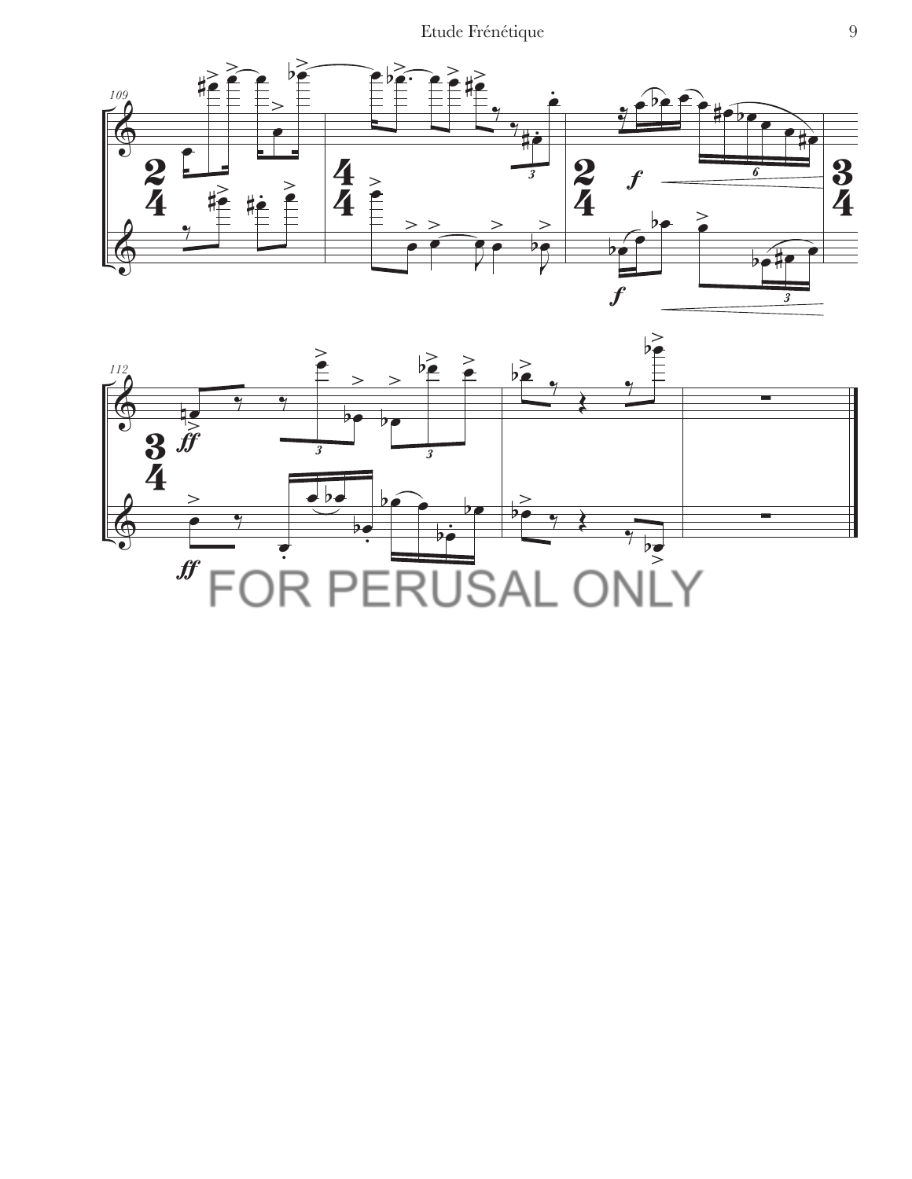FOR PERUSAL ONLY